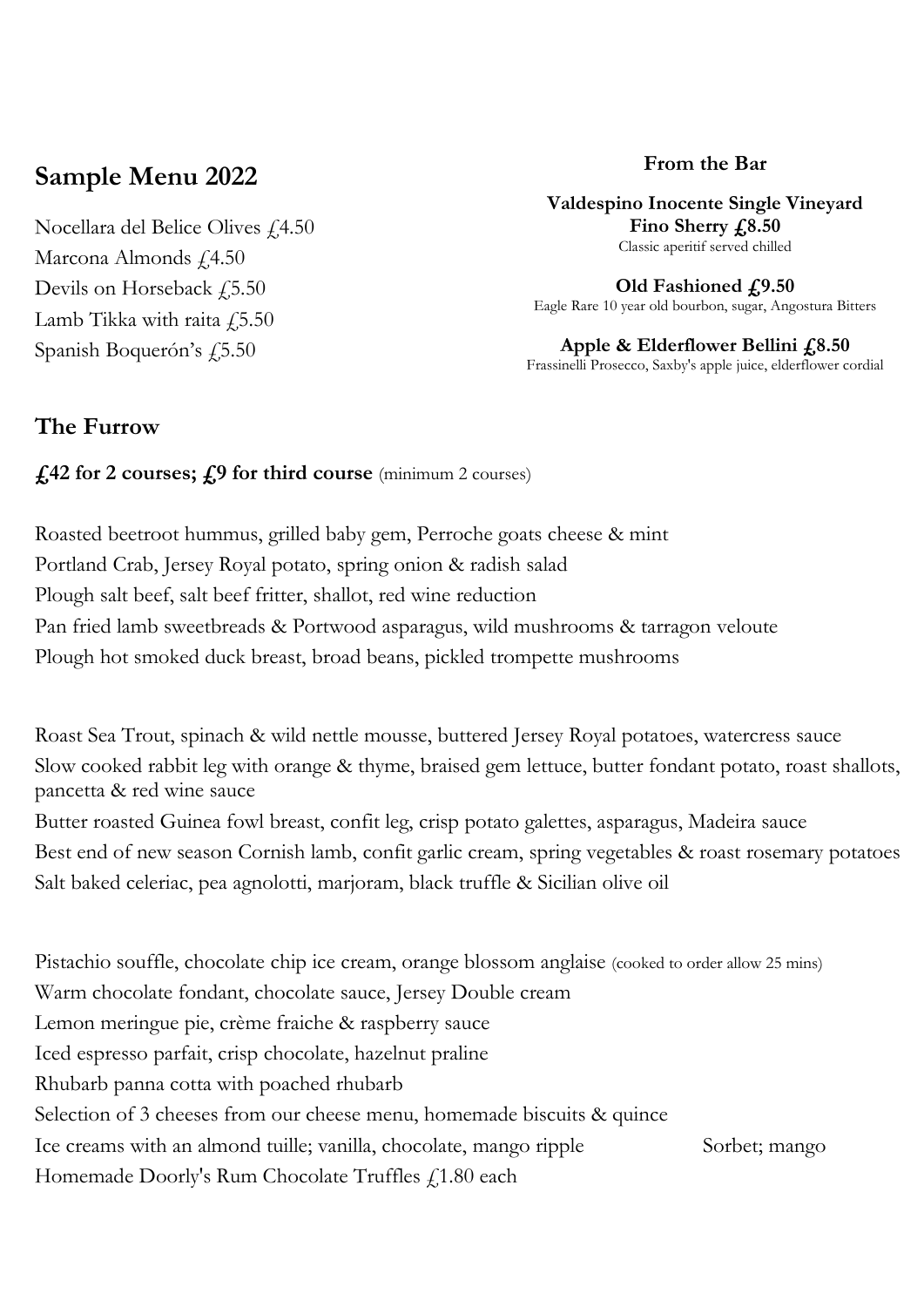## Sample Menu 2022

Nocellara del Belice Olives £4.50
Marcona Almonds £4.50
Devils on Horseback £5.50
Lamb Tikka with raita £5.50
Spanish Boquerón's £5.50

### From the Bar

**Valdespino Inocente Single Vineyard Fino Sherry £8.50**
Classic aperitif served chilled

**Old Fashioned £9.50**
Eagle Rare 10 year old bourbon, sugar, Angostura Bitters

**Apple & Elderflower Bellini £8.50**
Frassinelli Prosecco, Saxby's apple juice, elderflower cordial

## The Furrow

**£42 for 2 courses; £9 for third course** (minimum 2 courses)

Roasted beetroot hummus, grilled baby gem, Perroche goats cheese & mint
Portland Crab, Jersey Royal potato, spring onion & radish salad
Plough salt beef, salt beef fritter, shallot, red wine reduction
Pan fried lamb sweetbreads & Portwood asparagus, wild mushrooms & tarragon veloute
Plough hot smoked duck breast, broad beans, pickled trompette mushrooms

Roast Sea Trout, spinach & wild nettle mousse, buttered Jersey Royal potatoes, watercress sauce
Slow cooked rabbit leg with orange & thyme, braised gem lettuce, butter fondant potato, roast shallots, pancetta & red wine sauce
Butter roasted Guinea fowl breast, confit leg, crisp potato galettes, asparagus, Madeira sauce
Best end of new season Cornish lamb, confit garlic cream, spring vegetables & roast rosemary potatoes
Salt baked celeriac, pea agnolotti, marjoram, black truffle & Sicilian olive oil

Pistachio souffle, chocolate chip ice cream, orange blossom anglaise (cooked to order allow 25 mins)
Warm chocolate fondant, chocolate sauce, Jersey Double cream
Lemon meringue pie, crème fraiche & raspberry sauce
Iced espresso parfait, crisp chocolate, hazelnut praline
Rhubarb panna cotta with poached rhubarb
Selection of 3 cheeses from our cheese menu, homemade biscuits & quince
Ice creams with an almond tuille; vanilla, chocolate, mango ripple Sorbet; mango
Homemade Doorly's Rum Chocolate Truffles £1.80 each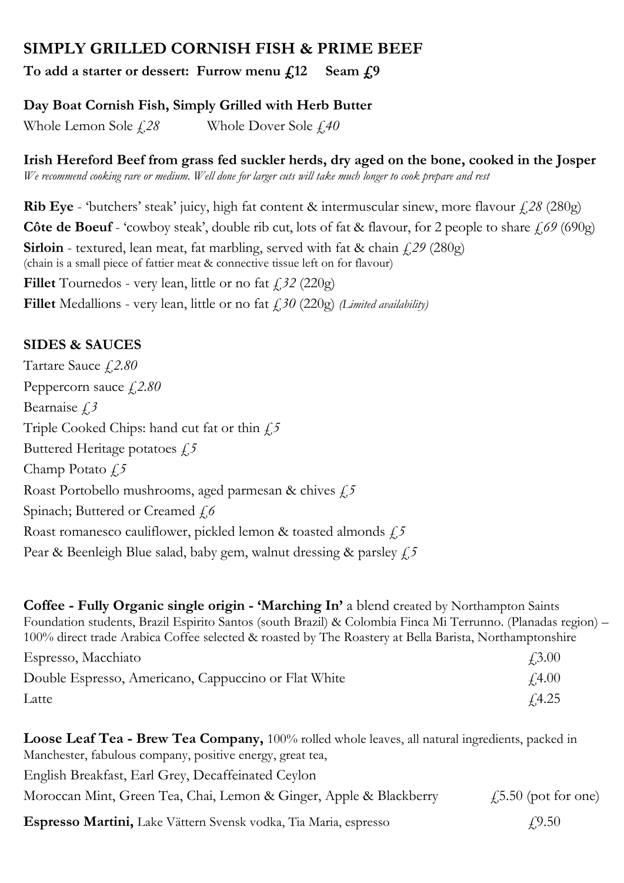## SIMPLY GRILLED CORNISH FISH & PRIME BEEF

**To add a starter or dessert: Furrow menu £12 Seam £9**

**Day Boat Cornish Fish, Simply Grilled with Herb Butter**

Whole Lemon Sole *£28* Whole Dover Sole *£40*

**Irish Hereford Beef from grass fed suckler herds, dry aged on the bone, cooked in the Josper**

*We recommend cooking rare or medium. Well done for larger cuts will take much longer to cook prepare and rest*

**Rib Eye** - 'butchers' steak' juicy, high fat content & intermuscular sinew, more flavour *£28* (280g)

**Côte de Boeuf** - 'cowboy steak', double rib cut, lots of fat & flavour, for 2 people to share *£69* (690g)

**Sirloin** - textured, lean meat, fat marbling, served with fat & chain *£29* (280g)
(chain is a small piece of fattier meat & connective tissue left on for flavour)

**Fillet** Tournedos - very lean, little or no fat *£32* (220g)

**Fillet** Medallions - very lean, little or no fat *£30* (220g) *(Limited availability)*

### SIDES & SAUCES

Tartare Sauce *£2.80*

Peppercorn sauce *£2.80*

Bearnaise *£3*

Triple Cooked Chips: hand cut fat or thin *£5*

Buttered Heritage potatoes *£5*

Champ Potato *£5*

Roast Portobello mushrooms, aged parmesan & chives *£5*

Spinach; Buttered or Creamed *£6*

Roast romanesco cauliflower, pickled lemon & toasted almonds *£5*

Pear & Beenleigh Blue salad, baby gem, walnut dressing & parsley *£5*

**Coffee - Fully Organic single origin - 'Marching In'** a blend created by Northampton Saints Foundation students, Brazil Espirito Santos (south Brazil) & Colombia Finca Mi Terrunno. (Planadas region) – 100% direct trade Arabica Coffee selected & roasted by The Roastery at Bella Barista, Northamptonshire

| | |
|---|---|
| Espresso, Macchiato | £3.00 |
| Double Espresso, Americano, Cappuccino or Flat White | £4.00 |
| Latte | £4.25 |

**Loose Leaf Tea - Brew Tea Company,** 100% rolled whole leaves, all natural ingredients, packed in Manchester, fabulous company, positive energy, great tea,

English Breakfast, Earl Grey, Decaffeinated Ceylon

Moroccan Mint, Green Tea, Chai, Lemon & Ginger, Apple & Blackberry £5.50 (pot for one)

**Espresso Martini,** Lake Vättern Svensk vodka, Tia Maria, espresso £9.50